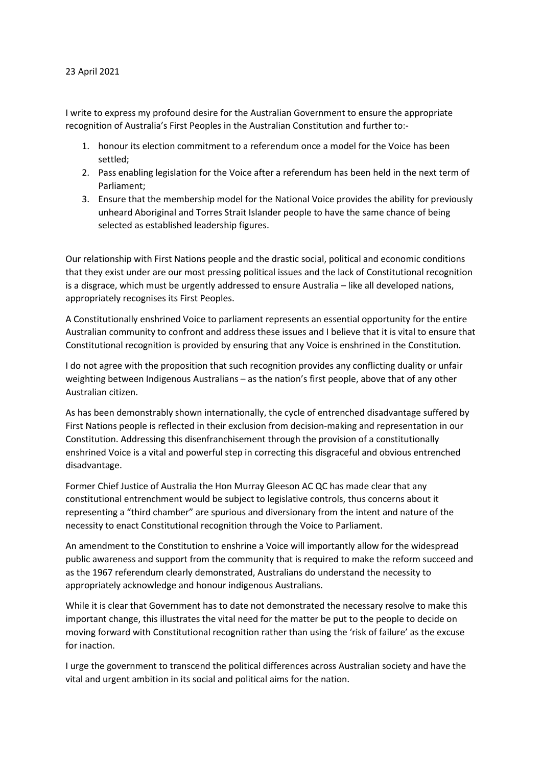23 April 2021

I write to express my profound desire for the Australian Government to ensure the appropriate recognition of Australia's First Peoples in the Australian Constitution and further to:-

1. honour its election commitment to a referendum once a model for the Voice has been settled;
2. Pass enabling legislation for the Voice after a referendum has been held in the next term of Parliament;
3. Ensure that the membership model for the National Voice provides the ability for previously unheard Aboriginal and Torres Strait Islander people to have the same chance of being selected as established leadership figures.

Our relationship with First Nations people and the drastic social, political and economic conditions that they exist under are our most pressing political issues and the lack of Constitutional recognition is a disgrace, which must be urgently addressed to ensure Australia – like all developed nations, appropriately recognises its First Peoples.

A Constitutionally enshrined Voice to parliament represents an essential opportunity for the entire Australian community to confront and address these issues and I believe that it is vital to ensure that Constitutional recognition is provided by ensuring that any Voice is enshrined in the Constitution.

I do not agree with the proposition that such recognition provides any conflicting duality or unfair weighting between Indigenous Australians – as the nation's first people, above that of any other Australian citizen.

As has been demonstrably shown internationally, the cycle of entrenched disadvantage suffered by First Nations people is reflected in their exclusion from decision-making and representation in our Constitution. Addressing this disenfranchisement through the provision of a constitutionally enshrined Voice is a vital and powerful step in correcting this disgraceful and obvious entrenched disadvantage.

Former Chief Justice of Australia the Hon Murray Gleeson AC QC has made clear that any constitutional entrenchment would be subject to legislative controls, thus concerns about it representing a "third chamber" are spurious and diversionary from the intent and nature of the necessity to enact Constitutional recognition through the Voice to Parliament.

An amendment to the Constitution to enshrine a Voice will importantly allow for the widespread public awareness and support from the community that is required to make the reform succeed and as the 1967 referendum clearly demonstrated, Australians do understand the necessity to appropriately acknowledge and honour indigenous Australians.

While it is clear that Government has to date not demonstrated the necessary resolve to make this important change, this illustrates the vital need for the matter be put to the people to decide on moving forward with Constitutional recognition rather than using the 'risk of failure' as the excuse for inaction.

I urge the government to transcend the political differences across Australian society and have the vital and urgent ambition in its social and political aims for the nation.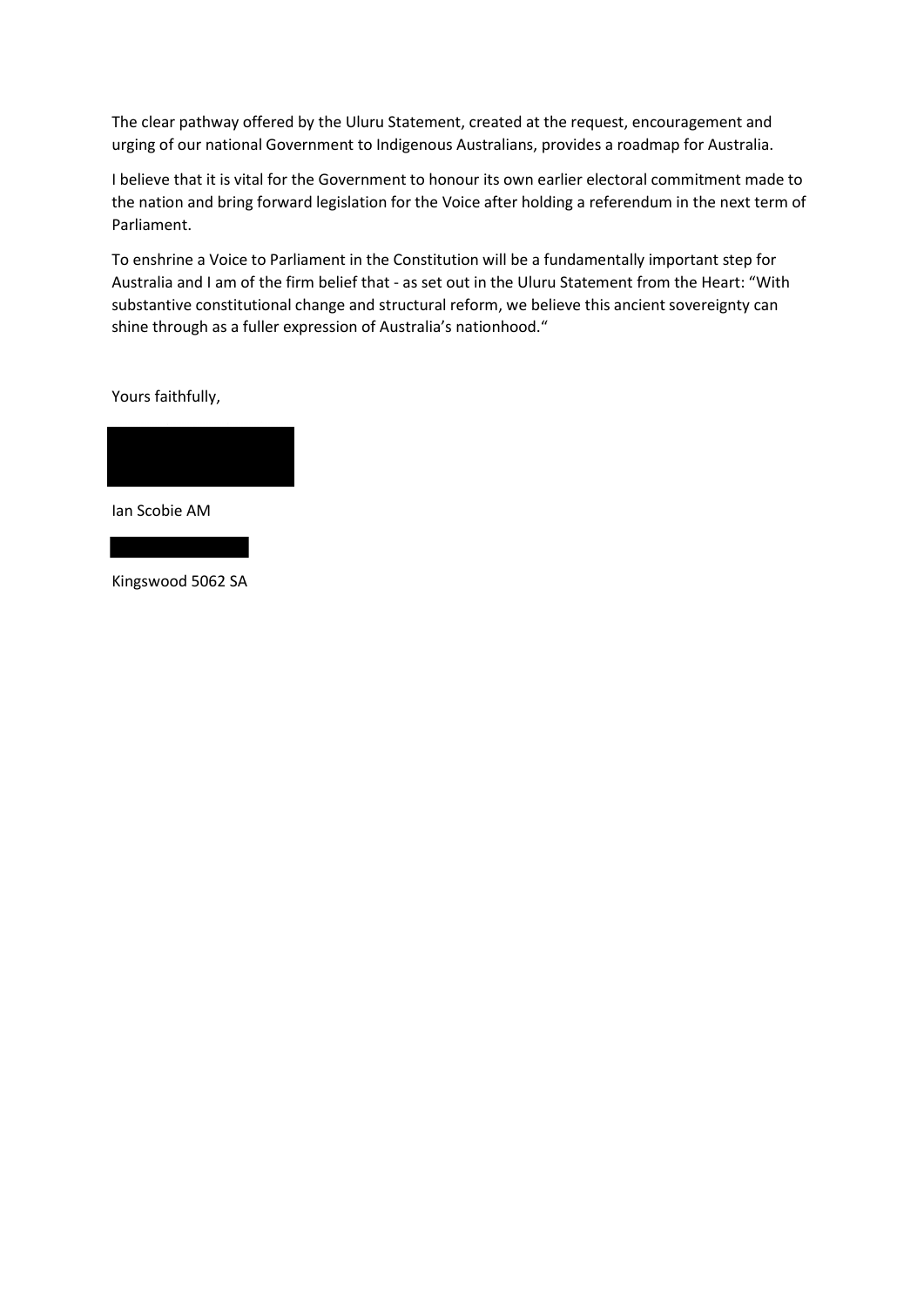The clear pathway offered by the Uluru Statement, created at the request, encouragement and urging of our national Government to Indigenous Australians, provides a roadmap for Australia.

I believe that it is vital for the Government to honour its own earlier electoral commitment made to the nation and bring forward legislation for the Voice after holding a referendum in the next term of Parliament.

To enshrine a Voice to Parliament in the Constitution will be a fundamentally important step for Australia and I am of the firm belief that - as set out in the Uluru Statement from the Heart: "With substantive constitutional change and structural reform, we believe this ancient sovereignty can shine through as a fuller expression of Australia's nationhood."

Yours faithfully,

Ian Scobie AM

Kingswood 5062 SA